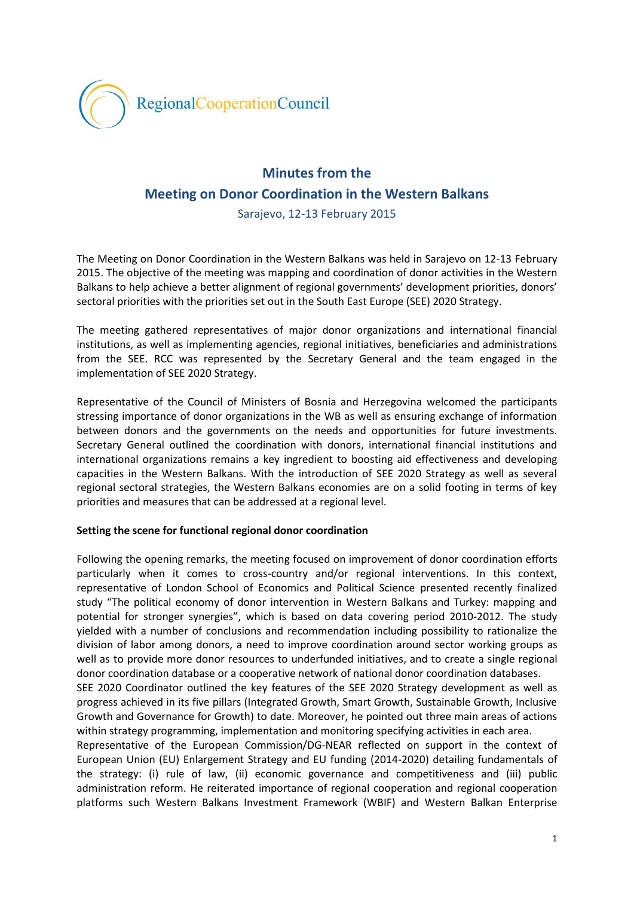RegionalCooperationCouncil

# Minutes from the Meeting on Donor Coordination in the Western Balkans

Sarajevo, 12-13 February 2015

The Meeting on Donor Coordination in the Western Balkans was held in Sarajevo on 12-13 February 2015. The objective of the meeting was mapping and coordination of donor activities in the Western Balkans to help achieve a better alignment of regional governments' development priorities, donors' sectoral priorities with the priorities set out in the South East Europe (SEE) 2020 Strategy.

The meeting gathered representatives of major donor organizations and international financial institutions, as well as implementing agencies, regional initiatives, beneficiaries and administrations from the SEE. RCC was represented by the Secretary General and the team engaged in the implementation of SEE 2020 Strategy.

Representative of the Council of Ministers of Bosnia and Herzegovina welcomed the participants stressing importance of donor organizations in the WB as well as ensuring exchange of information between donors and the governments on the needs and opportunities for future investments. Secretary General outlined the coordination with donors, international financial institutions and international organizations remains a key ingredient to boosting aid effectiveness and developing capacities in the Western Balkans. With the introduction of SEE 2020 Strategy as well as several regional sectoral strategies, the Western Balkans economies are on a solid footing in terms of key priorities and measures that can be addressed at a regional level.

**Setting the scene for functional regional donor coordination**

Following the opening remarks, the meeting focused on improvement of donor coordination efforts particularly when it comes to cross-country and/or regional interventions. In this context, representative of London School of Economics and Political Science presented recently finalized study "The political economy of donor intervention in Western Balkans and Turkey: mapping and potential for stronger synergies", which is based on data covering period 2010-2012. The study yielded with a number of conclusions and recommendation including possibility to rationalize the division of labor among donors, a need to improve coordination around sector working groups as well as to provide more donor resources to underfunded initiatives, and to create a single regional donor coordination database or a cooperative network of national donor coordination databases.
SEE 2020 Coordinator outlined the key features of the SEE 2020 Strategy development as well as progress achieved in its five pillars (Integrated Growth, Smart Growth, Sustainable Growth, Inclusive Growth and Governance for Growth) to date. Moreover, he pointed out three main areas of actions within strategy programming, implementation and monitoring specifying activities in each area.
Representative of the European Commission/DG-NEAR reflected on support in the context of European Union (EU) Enlargement Strategy and EU funding (2014-2020) detailing fundamentals of the strategy: (i) rule of law, (ii) economic governance and competitiveness and (iii) public administration reform. He reiterated importance of regional cooperation and regional cooperation platforms such Western Balkans Investment Framework (WBIF) and Western Balkan Enterprise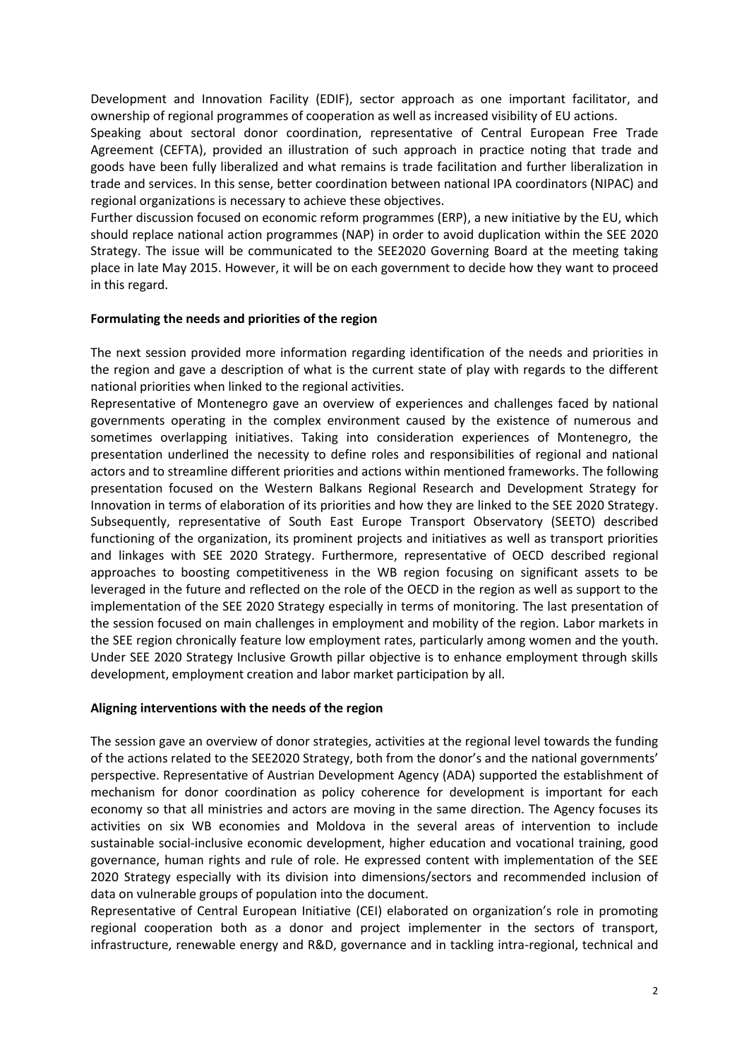Development and Innovation Facility (EDIF), sector approach as one important facilitator, and ownership of regional programmes of cooperation as well as increased visibility of EU actions.

Speaking about sectoral donor coordination, representative of Central European Free Trade Agreement (CEFTA), provided an illustration of such approach in practice noting that trade and goods have been fully liberalized and what remains is trade facilitation and further liberalization in trade and services. In this sense, better coordination between national IPA coordinators (NIPAC) and regional organizations is necessary to achieve these objectives.

Further discussion focused on economic reform programmes (ERP), a new initiative by the EU, which should replace national action programmes (NAP) in order to avoid duplication within the SEE 2020 Strategy. The issue will be communicated to the SEE2020 Governing Board at the meeting taking place in late May 2015. However, it will be on each government to decide how they want to proceed in this regard.

**Formulating the needs and priorities of the region**

The next session provided more information regarding identification of the needs and priorities in the region and gave a description of what is the current state of play with regards to the different national priorities when linked to the regional activities.

Representative of Montenegro gave an overview of experiences and challenges faced by national governments operating in the complex environment caused by the existence of numerous and sometimes overlapping initiatives. Taking into consideration experiences of Montenegro, the presentation underlined the necessity to define roles and responsibilities of regional and national actors and to streamline different priorities and actions within mentioned frameworks. The following presentation focused on the Western Balkans Regional Research and Development Strategy for Innovation in terms of elaboration of its priorities and how they are linked to the SEE 2020 Strategy. Subsequently, representative of South East Europe Transport Observatory (SEETO) described functioning of the organization, its prominent projects and initiatives as well as transport priorities and linkages with SEE 2020 Strategy. Furthermore, representative of OECD described regional approaches to boosting competitiveness in the WB region focusing on significant assets to be leveraged in the future and reflected on the role of the OECD in the region as well as support to the implementation of the SEE 2020 Strategy especially in terms of monitoring. The last presentation of the session focused on main challenges in employment and mobility of the region. Labor markets in the SEE region chronically feature low employment rates, particularly among women and the youth. Under SEE 2020 Strategy Inclusive Growth pillar objective is to enhance employment through skills development, employment creation and labor market participation by all.

**Aligning interventions with the needs of the region**

The session gave an overview of donor strategies, activities at the regional level towards the funding of the actions related to the SEE2020 Strategy, both from the donor's and the national governments' perspective. Representative of Austrian Development Agency (ADA) supported the establishment of mechanism for donor coordination as policy coherence for development is important for each economy so that all ministries and actors are moving in the same direction. The Agency focuses its activities on six WB economies and Moldova in the several areas of intervention to include sustainable social-inclusive economic development, higher education and vocational training, good governance, human rights and rule of role. He expressed content with implementation of the SEE 2020 Strategy especially with its division into dimensions/sectors and recommended inclusion of data on vulnerable groups of population into the document.

Representative of Central European Initiative (CEI) elaborated on organization's role in promoting regional cooperation both as a donor and project implementer in the sectors of transport, infrastructure, renewable energy and R&D, governance and in tackling intra-regional, technical and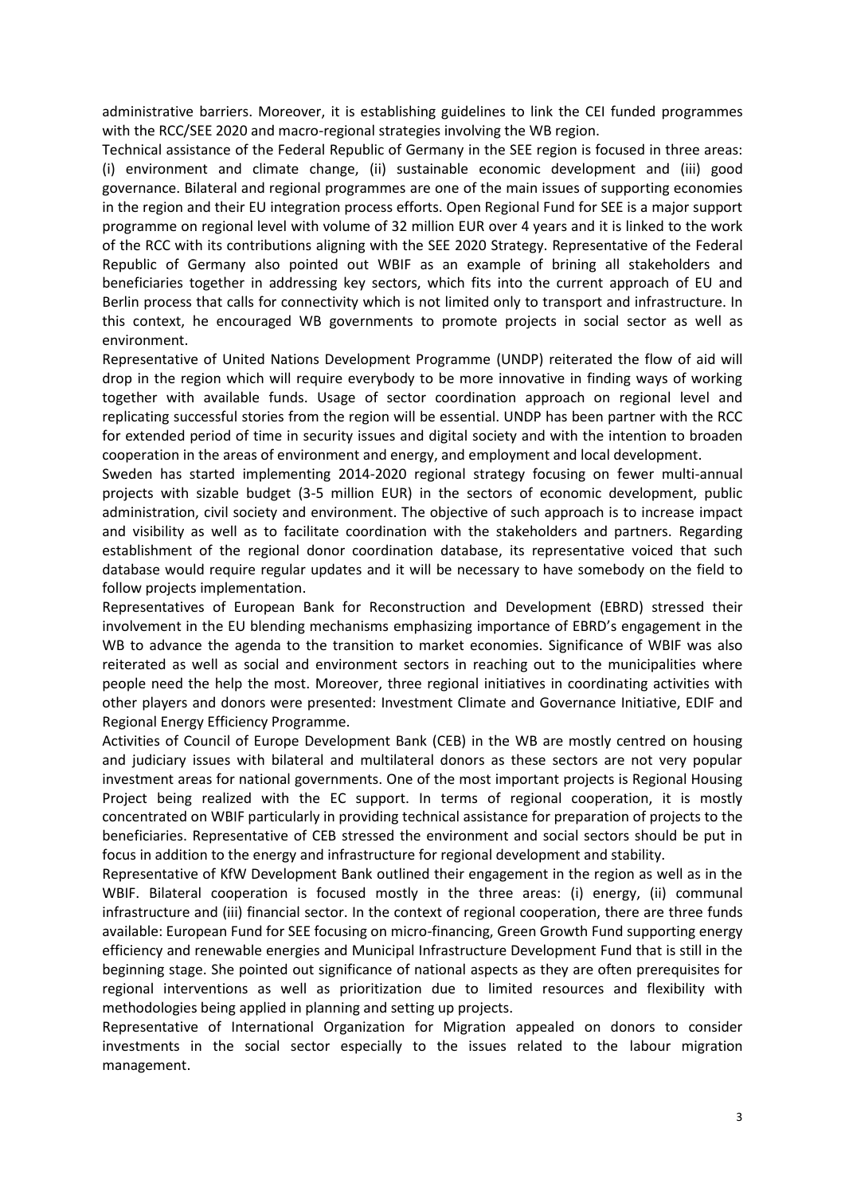administrative barriers. Moreover, it is establishing guidelines to link the CEI funded programmes with the RCC/SEE 2020 and macro-regional strategies involving the WB region.

Technical assistance of the Federal Republic of Germany in the SEE region is focused in three areas: (i) environment and climate change, (ii) sustainable economic development and (iii) good governance. Bilateral and regional programmes are one of the main issues of supporting economies in the region and their EU integration process efforts. Open Regional Fund for SEE is a major support programme on regional level with volume of 32 million EUR over 4 years and it is linked to the work of the RCC with its contributions aligning with the SEE 2020 Strategy. Representative of the Federal Republic of Germany also pointed out WBIF as an example of brining all stakeholders and beneficiaries together in addressing key sectors, which fits into the current approach of EU and Berlin process that calls for connectivity which is not limited only to transport and infrastructure. In this context, he encouraged WB governments to promote projects in social sector as well as environment.

Representative of United Nations Development Programme (UNDP) reiterated the flow of aid will drop in the region which will require everybody to be more innovative in finding ways of working together with available funds. Usage of sector coordination approach on regional level and replicating successful stories from the region will be essential. UNDP has been partner with the RCC for extended period of time in security issues and digital society and with the intention to broaden cooperation in the areas of environment and energy, and employment and local development.

Sweden has started implementing 2014-2020 regional strategy focusing on fewer multi-annual projects with sizable budget (3-5 million EUR) in the sectors of economic development, public administration, civil society and environment. The objective of such approach is to increase impact and visibility as well as to facilitate coordination with the stakeholders and partners. Regarding establishment of the regional donor coordination database, its representative voiced that such database would require regular updates and it will be necessary to have somebody on the field to follow projects implementation.

Representatives of European Bank for Reconstruction and Development (EBRD) stressed their involvement in the EU blending mechanisms emphasizing importance of EBRD's engagement in the WB to advance the agenda to the transition to market economies. Significance of WBIF was also reiterated as well as social and environment sectors in reaching out to the municipalities where people need the help the most. Moreover, three regional initiatives in coordinating activities with other players and donors were presented: Investment Climate and Governance Initiative, EDIF and Regional Energy Efficiency Programme.

Activities of Council of Europe Development Bank (CEB) in the WB are mostly centred on housing and judiciary issues with bilateral and multilateral donors as these sectors are not very popular investment areas for national governments. One of the most important projects is Regional Housing Project being realized with the EC support. In terms of regional cooperation, it is mostly concentrated on WBIF particularly in providing technical assistance for preparation of projects to the beneficiaries. Representative of CEB stressed the environment and social sectors should be put in focus in addition to the energy and infrastructure for regional development and stability.

Representative of KfW Development Bank outlined their engagement in the region as well as in the WBIF. Bilateral cooperation is focused mostly in the three areas: (i) energy, (ii) communal infrastructure and (iii) financial sector. In the context of regional cooperation, there are three funds available: European Fund for SEE focusing on micro-financing, Green Growth Fund supporting energy efficiency and renewable energies and Municipal Infrastructure Development Fund that is still in the beginning stage. She pointed out significance of national aspects as they are often prerequisites for regional interventions as well as prioritization due to limited resources and flexibility with methodologies being applied in planning and setting up projects.

Representative of International Organization for Migration appealed on donors to consider investments in the social sector especially to the issues related to the labour migration management.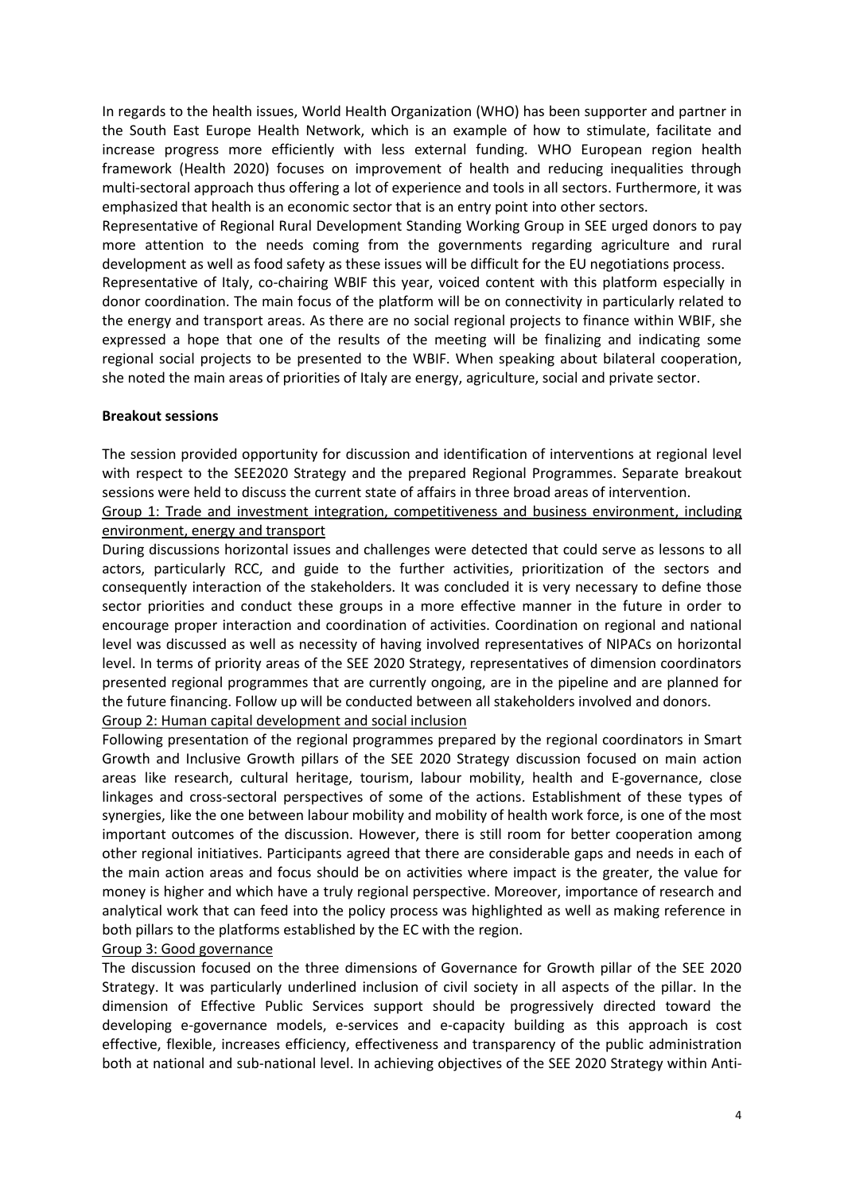In regards to the health issues, World Health Organization (WHO) has been supporter and partner in the South East Europe Health Network, which is an example of how to stimulate, facilitate and increase progress more efficiently with less external funding. WHO European region health framework (Health 2020) focuses on improvement of health and reducing inequalities through multi-sectoral approach thus offering a lot of experience and tools in all sectors. Furthermore, it was emphasized that health is an economic sector that is an entry point into other sectors.

Representative of Regional Rural Development Standing Working Group in SEE urged donors to pay more attention to the needs coming from the governments regarding agriculture and rural development as well as food safety as these issues will be difficult for the EU negotiations process.

Representative of Italy, co-chairing WBIF this year, voiced content with this platform especially in donor coordination. The main focus of the platform will be on connectivity in particularly related to the energy and transport areas. As there are no social regional projects to finance within WBIF, she expressed a hope that one of the results of the meeting will be finalizing and indicating some regional social projects to be presented to the WBIF. When speaking about bilateral cooperation, she noted the main areas of priorities of Italy are energy, agriculture, social and private sector.

**Breakout sessions**

The session provided opportunity for discussion and identification of interventions at regional level with respect to the SEE2020 Strategy and the prepared Regional Programmes. Separate breakout sessions were held to discuss the current state of affairs in three broad areas of intervention.

<u>Group 1: Trade and investment integration, competitiveness and business environment, including environment, energy and transport</u>

During discussions horizontal issues and challenges were detected that could serve as lessons to all actors, particularly RCC, and guide to the further activities, prioritization of the sectors and consequently interaction of the stakeholders. It was concluded it is very necessary to define those sector priorities and conduct these groups in a more effective manner in the future in order to encourage proper interaction and coordination of activities. Coordination on regional and national level was discussed as well as necessity of having involved representatives of NIPACs on horizontal level. In terms of priority areas of the SEE 2020 Strategy, representatives of dimension coordinators presented regional programmes that are currently ongoing, are in the pipeline and are planned for the future financing. Follow up will be conducted between all stakeholders involved and donors.

<u>Group 2: Human capital development and social inclusion</u>

Following presentation of the regional programmes prepared by the regional coordinators in Smart Growth and Inclusive Growth pillars of the SEE 2020 Strategy discussion focused on main action areas like research, cultural heritage, tourism, labour mobility, health and E-governance, close linkages and cross-sectoral perspectives of some of the actions. Establishment of these types of synergies, like the one between labour mobility and mobility of health work force, is one of the most important outcomes of the discussion. However, there is still room for better cooperation among other regional initiatives. Participants agreed that there are considerable gaps and needs in each of the main action areas and focus should be on activities where impact is the greater, the value for money is higher and which have a truly regional perspective. Moreover, importance of research and analytical work that can feed into the policy process was highlighted as well as making reference in both pillars to the platforms established by the EC with the region.

<u>Group 3: Good governance</u>

The discussion focused on the three dimensions of Governance for Growth pillar of the SEE 2020 Strategy. It was particularly underlined inclusion of civil society in all aspects of the pillar. In the dimension of Effective Public Services support should be progressively directed toward the developing e-governance models, e-services and e-capacity building as this approach is cost effective, flexible, increases efficiency, effectiveness and transparency of the public administration both at national and sub-national level. In achieving objectives of the SEE 2020 Strategy within Anti-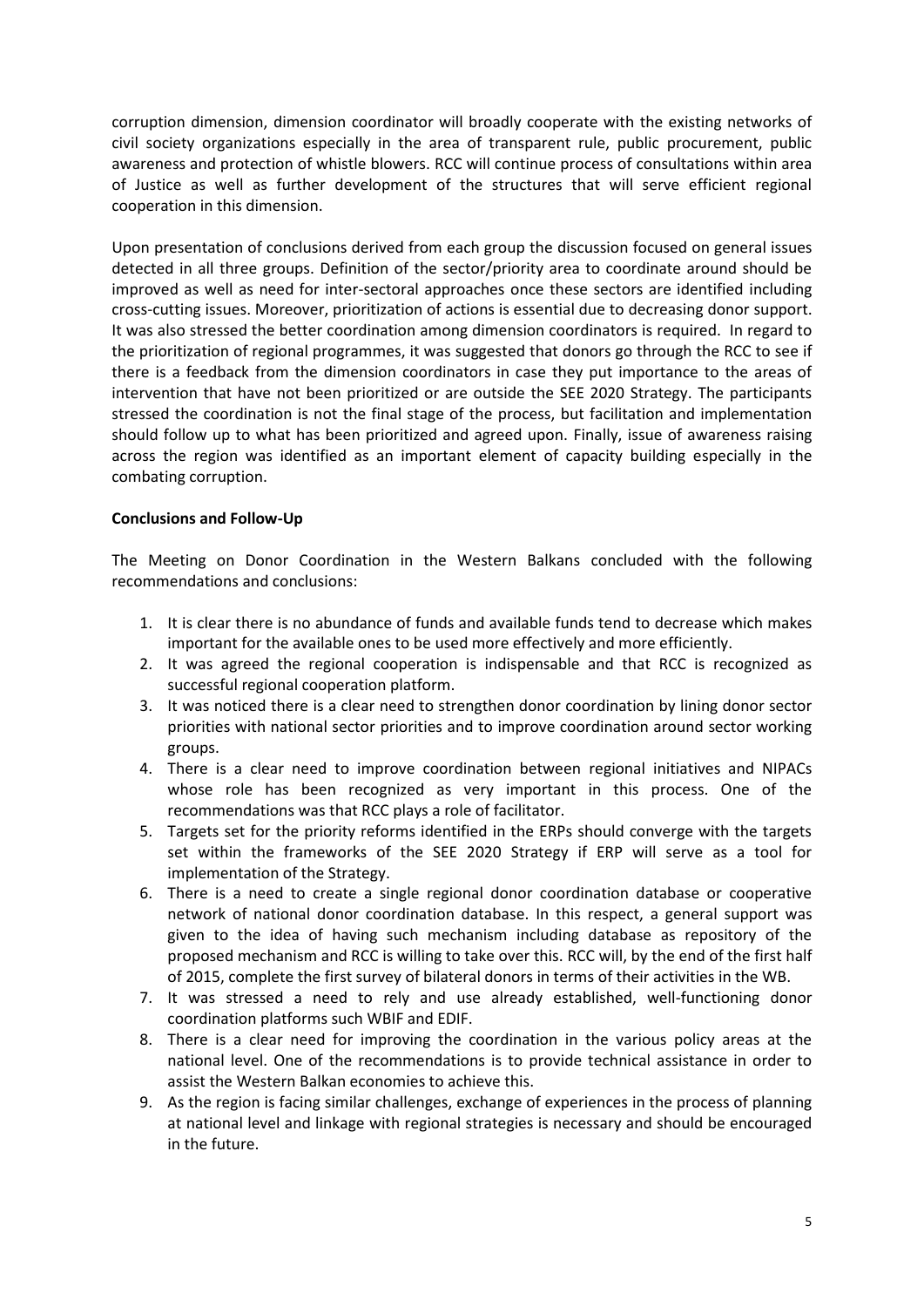corruption dimension, dimension coordinator will broadly cooperate with the existing networks of civil society organizations especially in the area of transparent rule, public procurement, public awareness and protection of whistle blowers. RCC will continue process of consultations within area of Justice as well as further development of the structures that will serve efficient regional cooperation in this dimension.

Upon presentation of conclusions derived from each group the discussion focused on general issues detected in all three groups. Definition of the sector/priority area to coordinate around should be improved as well as need for inter-sectoral approaches once these sectors are identified including cross-cutting issues. Moreover, prioritization of actions is essential due to decreasing donor support. It was also stressed the better coordination among dimension coordinators is required. In regard to the prioritization of regional programmes, it was suggested that donors go through the RCC to see if there is a feedback from the dimension coordinators in case they put importance to the areas of intervention that have not been prioritized or are outside the SEE 2020 Strategy. The participants stressed the coordination is not the final stage of the process, but facilitation and implementation should follow up to what has been prioritized and agreed upon. Finally, issue of awareness raising across the region was identified as an important element of capacity building especially in the combating corruption.

**Conclusions and Follow-Up**

The Meeting on Donor Coordination in the Western Balkans concluded with the following recommendations and conclusions:

1. It is clear there is no abundance of funds and available funds tend to decrease which makes important for the available ones to be used more effectively and more efficiently.
2. It was agreed the regional cooperation is indispensable and that RCC is recognized as successful regional cooperation platform.
3. It was noticed there is a clear need to strengthen donor coordination by lining donor sector priorities with national sector priorities and to improve coordination around sector working groups.
4. There is a clear need to improve coordination between regional initiatives and NIPACs whose role has been recognized as very important in this process. One of the recommendations was that RCC plays a role of facilitator.
5. Targets set for the priority reforms identified in the ERPs should converge with the targets set within the frameworks of the SEE 2020 Strategy if ERP will serve as a tool for implementation of the Strategy.
6. There is a need to create a single regional donor coordination database or cooperative network of national donor coordination database. In this respect, a general support was given to the idea of having such mechanism including database as repository of the proposed mechanism and RCC is willing to take over this. RCC will, by the end of the first half of 2015, complete the first survey of bilateral donors in terms of their activities in the WB.
7. It was stressed a need to rely and use already established, well-functioning donor coordination platforms such WBIF and EDIF.
8. There is a clear need for improving the coordination in the various policy areas at the national level. One of the recommendations is to provide technical assistance in order to assist the Western Balkan economies to achieve this.
9. As the region is facing similar challenges, exchange of experiences in the process of planning at national level and linkage with regional strategies is necessary and should be encouraged in the future.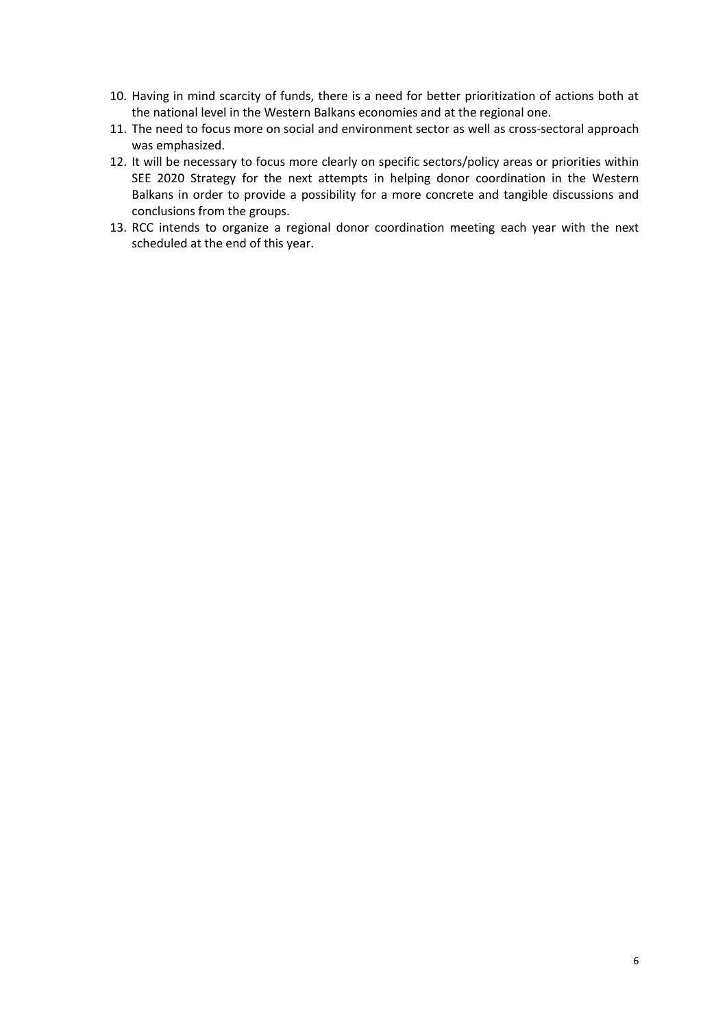10. Having in mind scarcity of funds, there is a need for better prioritization of actions both at the national level in the Western Balkans economies and at the regional one.
11. The need to focus more on social and environment sector as well as cross-sectoral approach was emphasized.
12. It will be necessary to focus more clearly on specific sectors/policy areas or priorities within SEE 2020 Strategy for the next attempts in helping donor coordination in the Western Balkans in order to provide a possibility for a more concrete and tangible discussions and conclusions from the groups.
13. RCC intends to organize a regional donor coordination meeting each year with the next scheduled at the end of this year.